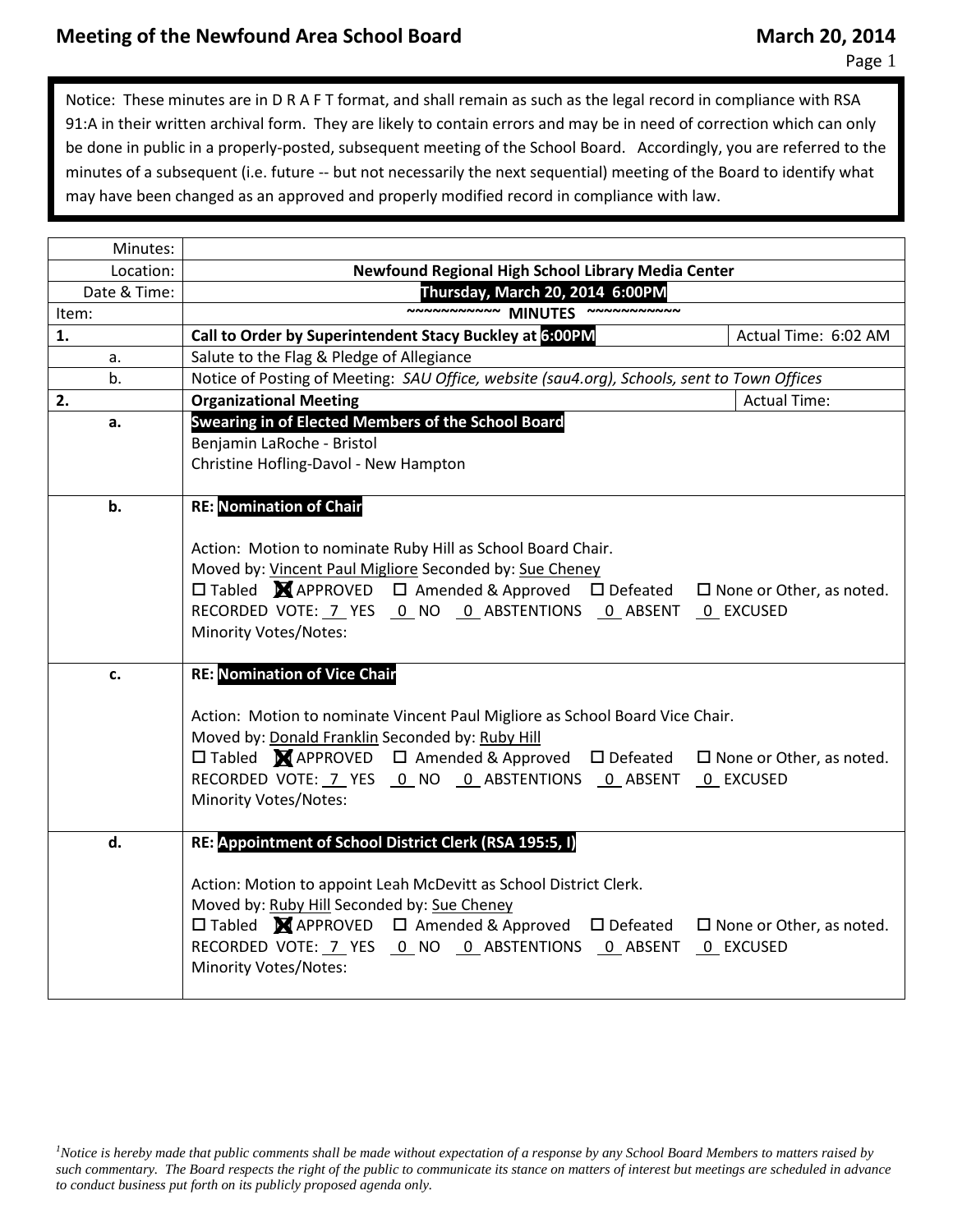# Meeting of the Newfound Area School Board

**March 20, 2014**

> Notice: These minutes are in D R A F T format, and shall remain as such as the legal record in compliance with RSA 91:A in their written archival form. They are likely to contain errors and may be in need of correction which can only be done in public in a properly-posted, subsequent meeting of the School Board. Accordingly, you are referred to the minutes of a subsequent (i.e. future -- but not necessarily the next sequential) meeting of the Board to identify what may have been changed as an approved and properly modified record in compliance with law.

| Minutes: | | |
|---|---|---|
| Location: | **Newfound Regional High School Library Media Center** | |
| Date & Time: | **Thursday, March 20, 2014 6:00PM** | |
| Item: | **~~~~~~~~~~~ MINUTES ~~~~~~~~~~~** | |
| **1.** | **Call to Order by Superintendent Stacy Buckley at 6:00PM** | Actual Time: 6:02 AM |
| a. | Salute to the Flag & Pledge of Allegiance | |
| b. | Notice of Posting of Meeting: *SAU Office, website (sau4.org), Schools, sent to Town Offices* | |
| **2.** | **Organizational Meeting** | Actual Time: |
| **a.** | **Swearing in of Elected Members of the School Board**<br>Benjamin LaRoche - Bristol<br>Christine Hofling-Davol - New Hampton | |
| **b.** | **RE: Nomination of Chair**<br><br>Action: Motion to nominate Ruby Hill as School Board Chair.<br>Moved by: Vincent Paul Migliore Seconded by: Sue Cheney<br>☐ Tabled ☒ APPROVED ☐ Amended & Approved ☐ Defeated ☐ None or Other, as noted.<br>RECORDED VOTE: 7 YES 0 NO 0 ABSTENTIONS 0 ABSENT 0 EXCUSED<br>Minority Votes/Notes: | |
| **c.** | **RE: Nomination of Vice Chair**<br><br>Action: Motion to nominate Vincent Paul Migliore as School Board Vice Chair.<br>Moved by: Donald Franklin Seconded by: Ruby Hill<br>☐ Tabled ☒ APPROVED ☐ Amended & Approved ☐ Defeated ☐ None or Other, as noted.<br>RECORDED VOTE: 7 YES 0 NO 0 ABSTENTIONS 0 ABSENT 0 EXCUSED<br>Minority Votes/Notes: | |
| **d.** | **RE: Appointment of School District Clerk (RSA 195:5, I)**<br><br>Action: Motion to appoint Leah McDevitt as School District Clerk.<br>Moved by: Ruby Hill Seconded by: Sue Cheney<br>☐ Tabled ☒ APPROVED ☐ Amended & Approved ☐ Defeated ☐ None or Other, as noted.<br>RECORDED VOTE: 7 YES 0 NO 0 ABSTENTIONS 0 ABSENT 0 EXCUSED<br>Minority Votes/Notes: | |

[1] *Notice is hereby made that public comments shall be made without expectation of a response by any School Board Members to matters raised by such commentary. The Board respects the right of the public to communicate its stance on matters of interest but meetings are scheduled in advance to conduct business put forth on its publicly proposed agenda only.*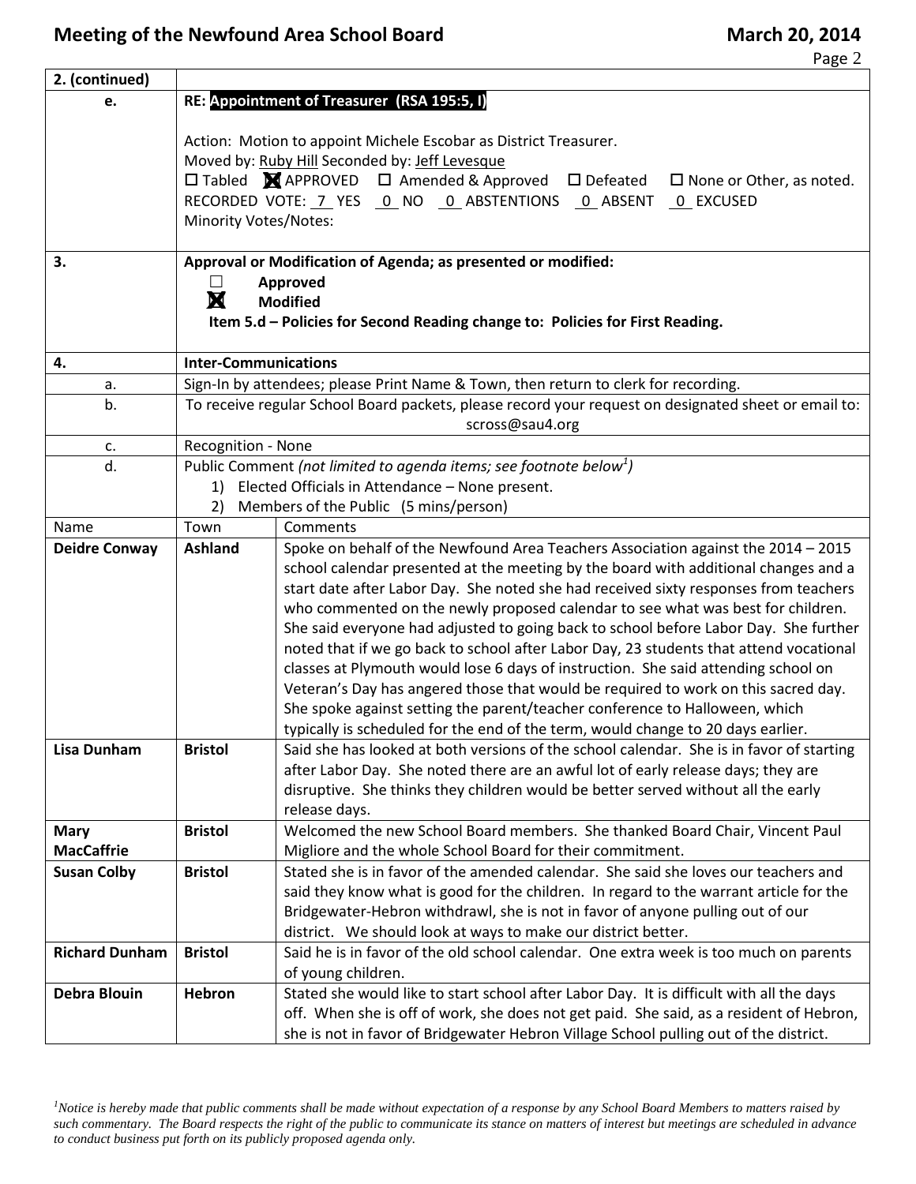| 2. (continued) | | |
|---|---|---|
| e. | **RE: Appointment of Treasurer (RSA 195:5, I)**<br><br>Action: Motion to appoint Michele Escobar as District Treasurer.<br>Moved by: Ruby Hill Seconded by: Jeff Levesque<br>☐ Tabled ☒ APPROVED ☐ Amended & Approved ☐ Defeated ☐ None or Other, as noted.<br>RECORDED VOTE: 7 YES 0 NO 0 ABSTENTIONS 0 ABSENT 0 EXCUSED<br>Minority Votes/Notes: | |
| 3. | **Approval or Modification of Agenda; as presented or modified:**<br>☐ **Approved**<br>☒ **Modified**<br>**Item 5.d – Policies for Second Reading change to: Policies for First Reading.** | |
| 4. | **Inter-Communications** | |
| a. | Sign-In by attendees; please Print Name & Town, then return to clerk for recording. | |
| b. | To receive regular School Board packets, please record your request on designated sheet or email to: scross@sau4.org | |
| c. | Recognition - None | |
| d. | Public Comment *(not limited to agenda items; see footnote below[1])*<br>1) Elected Officials in Attendance – None present.<br>2) Members of the Public (5 mins/person) | |
| Name | Town | Comments |
| **Deidre Conway** | **Ashland** | Spoke on behalf of the Newfound Area Teachers Association against the 2014 – 2015 school calendar presented at the meeting by the board with additional changes and a start date after Labor Day. She noted she had received sixty responses from teachers who commented on the newly proposed calendar to see what was best for children. She said everyone had adjusted to going back to school before Labor Day. She further noted that if we go back to school after Labor Day, 23 students that attend vocational classes at Plymouth would lose 6 days of instruction. She said attending school on Veteran's Day has angered those that would be required to work on this sacred day. She spoke against setting the parent/teacher conference to Halloween, which typically is scheduled for the end of the term, would change to 20 days earlier. |
| **Lisa Dunham** | **Bristol** | Said she has looked at both versions of the school calendar. She is in favor of starting after Labor Day. She noted there are an awful lot of early release days; they are disruptive. She thinks they children would be better served without all the early release days. |
| **Mary MacCaffrie** | **Bristol** | Welcomed the new School Board members. She thanked Board Chair, Vincent Paul Migliore and the whole School Board for their commitment. |
| **Susan Colby** | **Bristol** | Stated she is in favor of the amended calendar. She said she loves our teachers and said they know what is good for the children. In regard to the warrant article for the Bridgewater-Hebron withdrawl, she is not in favor of anyone pulling out of our district. We should look at ways to make our district better. |
| **Richard Dunham** | **Bristol** | Said he is in favor of the old school calendar. One extra week is too much on parents of young children. |
| **Debra Blouin** | **Hebron** | Stated she would like to start school after Labor Day. It is difficult with all the days off. When she is off of work, she does not get paid. She said, as a resident of Hebron, she is not in favor of Bridgewater Hebron Village School pulling out of the district. |

[1]*Notice is hereby made that public comments shall be made without expectation of a response by any School Board Members to matters raised by such commentary. The Board respects the right of the public to communicate its stance on matters of interest but meetings are scheduled in advance to conduct business put forth on its publicly proposed agenda only.*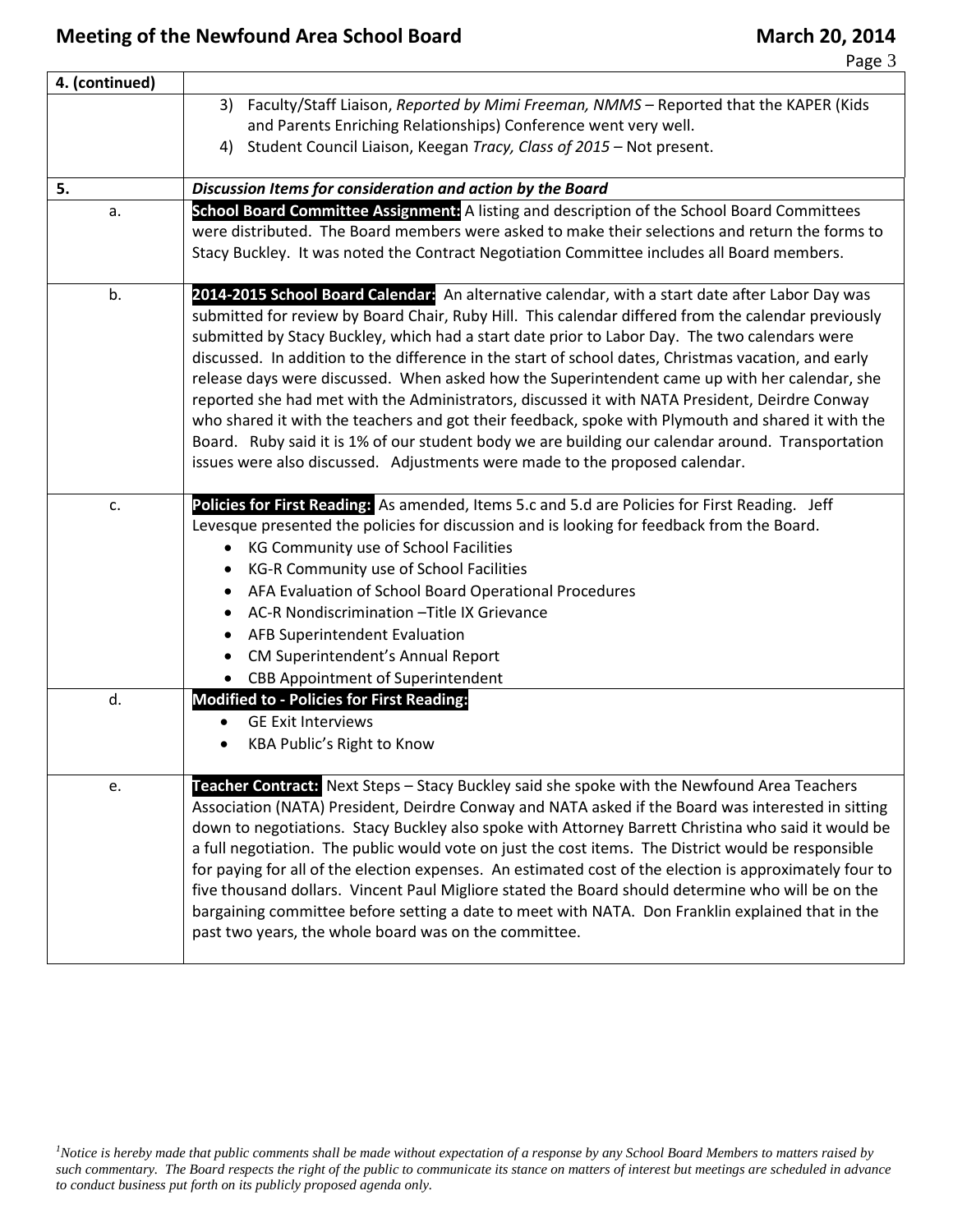| 4. (continued) | |
|---|---|
| | 3) Faculty/Staff Liaison, *Reported by Mimi Freeman, NMMS* – Reported that the KAPER (Kids and Parents Enriching Relationships) Conference went very well.<br>4) Student Council Liaison, Keegan *Tracy, Class of 2015* – Not present. |
| **5.** | ***Discussion Items for consideration and action by the Board*** |
| a. | **School Board Committee Assignment:** A listing and description of the School Board Committees were distributed. The Board members were asked to make their selections and return the forms to Stacy Buckley. It was noted the Contract Negotiation Committee includes all Board members. |
| b. | **2014-2015 School Board Calendar:** An alternative calendar, with a start date after Labor Day was submitted for review by Board Chair, Ruby Hill. This calendar differed from the calendar previously submitted by Stacy Buckley, which had a start date prior to Labor Day. The two calendars were discussed. In addition to the difference in the start of school dates, Christmas vacation, and early release days were discussed. When asked how the Superintendent came up with her calendar, she reported she had met with the Administrators, discussed it with NATA President, Deirdre Conway who shared it with the teachers and got their feedback, spoke with Plymouth and shared it with the Board. Ruby said it is 1% of our student body we are building our calendar around. Transportation issues were also discussed. Adjustments were made to the proposed calendar. |
| c. | **Policies for First Reading:** As amended, Items 5.c and 5.d are Policies for First Reading. Jeff Levesque presented the policies for discussion and is looking for feedback from the Board.<br>• KG Community use of School Facilities<br>• KG-R Community use of School Facilities<br>• AFA Evaluation of School Board Operational Procedures<br>• AC-R Nondiscrimination –Title IX Grievance<br>• AFB Superintendent Evaluation<br>• CM Superintendent's Annual Report<br>• CBB Appointment of Superintendent |
| d. | **Modified to - Policies for First Reading:**<br>• GE Exit Interviews<br>• KBA Public's Right to Know |
| e. | **Teacher Contract:** Next Steps – Stacy Buckley said she spoke with the Newfound Area Teachers Association (NATA) President, Deirdre Conway and NATA asked if the Board was interested in sitting down to negotiations. Stacy Buckley also spoke with Attorney Barrett Christina who said it would be a full negotiation. The public would vote on just the cost items. The District would be responsible for paying for all of the election expenses. An estimated cost of the election is approximately four to five thousand dollars. Vincent Paul Migliore stated the Board should determine who will be on the bargaining committee before setting a date to meet with NATA. Don Franklin explained that in the past two years, the whole board was on the committee. |

*[1]Notice is hereby made that public comments shall be made without expectation of a response by any School Board Members to matters raised by such commentary. The Board respects the right of the public to communicate its stance on matters of interest but meetings are scheduled in advance to conduct business put forth on its publicly proposed agenda only.*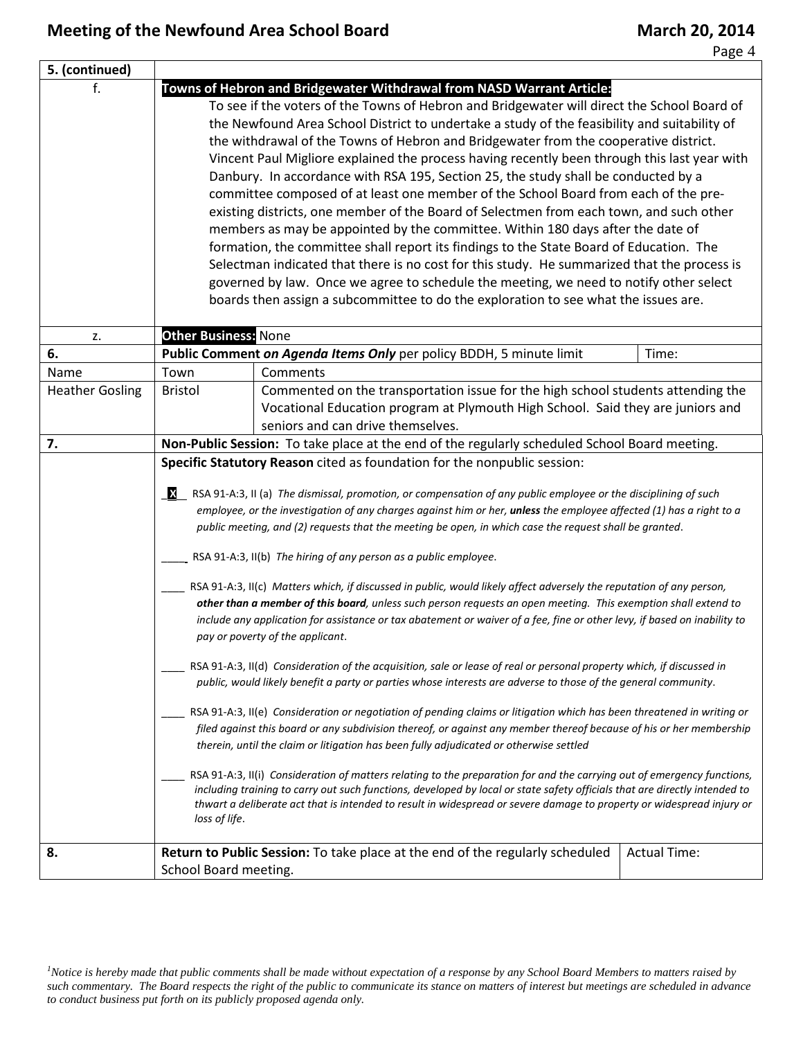| 5. (continued) | | | |
|---|---|---|---|
| f. | **Towns of Hebron and Bridgewater Withdrawal from NASD Warrant Article:** To see if the voters of the Towns of Hebron and Bridgewater will direct the School Board of the Newfound Area School District to undertake a study of the feasibility and suitability of the withdrawal of the Towns of Hebron and Bridgewater from the cooperative district. Vincent Paul Migliore explained the process having recently been through this last year with Danbury. In accordance with RSA 195, Section 25, the study shall be conducted by a committee composed of at least one member of the School Board from each of the pre-existing districts, one member of the Board of Selectmen from each town, and such other members as may be appointed by the committee. Within 180 days after the date of formation, the committee shall report its findings to the State Board of Education. The Selectman indicated that there is no cost for this study. He summarized that the process is governed by law. Once we agree to schedule the meeting, we need to notify other select boards then assign a subcommittee to do the exploration to see what the issues are. | | |
| z. | **Other Business:** None | | |
| **6.** | **Public Comment *on Agenda Items Only*** per policy BDDH, 5 minute limit | | Time: |
| Name | Town | Comments | |
| Heather Gosling | Bristol | Commented on the transportation issue for the high school students attending the Vocational Education program at Plymouth High School. Said they are juniors and seniors and can drive themselves. | |
| **7.** | **Non-Public Session:** To take place at the end of the regularly scheduled School Board meeting. | | |
| | **Specific Statutory Reason** cited as foundation for the nonpublic session:<br><br>\_X\_ RSA 91-A:3, II (a) *The dismissal, promotion, or compensation of any public employee or the disciplining of such employee, or the investigation of any charges against him or her, **unless** the employee affected (1) has a right to a public meeting, and (2) requests that the meeting be open, in which case the request shall be granted.*<br><br>\_\_\_\_ RSA 91-A:3, II(b) *The hiring of any person as a public employee.*<br><br>\_\_\_\_ RSA 91-A:3, II(c) *Matters which, if discussed in public, would likely affect adversely the reputation of any person, **other than a member of this board**, unless such person requests an open meeting. This exemption shall extend to include any application for assistance or tax abatement or waiver of a fee, fine or other levy, if based on inability to pay or poverty of the applicant.*<br><br>\_\_\_\_ RSA 91-A:3, II(d) *Consideration of the acquisition, sale or lease of real or personal property which, if discussed in public, would likely benefit a party or parties whose interests are adverse to those of the general community.*<br><br>\_\_\_\_ RSA 91-A:3, II(e) *Consideration or negotiation of pending claims or litigation which has been threatened in writing or filed against this board or any subdivision thereof, or against any member thereof because of his or her membership therein, until the claim or litigation has been fully adjudicated or otherwise settled*<br><br>\_\_\_\_ RSA 91-A:3, II(i) *Consideration of matters relating to the preparation for and the carrying out of emergency functions, including training to carry out such functions, developed by local or state safety officials that are directly intended to thwart a deliberate act that is intended to result in widespread or severe damage to property or widespread injury or loss of life.* | | |
| **8.** | **Return to Public Session:** To take place at the end of the regularly scheduled School Board meeting. | | Actual Time: |

[1]*Notice is hereby made that public comments shall be made without expectation of a response by any School Board Members to matters raised by such commentary. The Board respects the right of the public to communicate its stance on matters of interest but meetings are scheduled in advance to conduct business put forth on its publicly proposed agenda only.*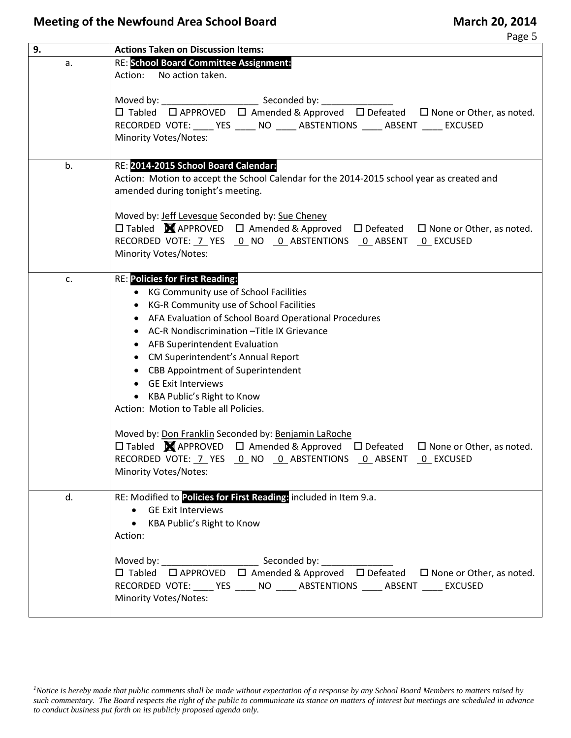| 9. | Actions Taken on Discussion Items: |
|---|---|
| a. | RE: **School Board Committee Assignment:**<br>Action: No action taken.<br><br>Moved by: ___________________ Seconded by: ______________<br>☐ Tabled ☐ APPROVED ☐ Amended & Approved ☐ Defeated ☐ None or Other, as noted.<br>RECORDED VOTE: ____ YES ____ NO ____ ABSTENTIONS ____ ABSENT ____ EXCUSED<br>Minority Votes/Notes: |
| b. | RE: **2014-2015 School Board Calendar:**<br>Action: Motion to accept the School Calendar for the 2014-2015 school year as created and amended during tonight's meeting.<br><br>Moved by: Jeff Levesque Seconded by: Sue Cheney<br>☐ Tabled ☒ APPROVED ☐ Amended & Approved ☐ Defeated ☐ None or Other, as noted.<br>RECORDED VOTE: 7 YES 0 NO 0 ABSTENTIONS 0 ABSENT 0 EXCUSED<br>Minority Votes/Notes: |
| c. | RE: **Policies for First Reading:**<br>• KG Community use of School Facilities<br>• KG-R Community use of School Facilities<br>• AFA Evaluation of School Board Operational Procedures<br>• AC-R Nondiscrimination –Title IX Grievance<br>• AFB Superintendent Evaluation<br>• CM Superintendent's Annual Report<br>• CBB Appointment of Superintendent<br>• GE Exit Interviews<br>• KBA Public's Right to Know<br>Action: Motion to Table all Policies.<br><br>Moved by: Don Franklin Seconded by: Benjamin LaRoche<br>☐ Tabled ☒ APPROVED ☐ Amended & Approved ☐ Defeated ☐ None or Other, as noted.<br>RECORDED VOTE: 7 YES 0 NO 0 ABSTENTIONS 0 ABSENT 0 EXCUSED<br>Minority Votes/Notes: |
| d. | RE: Modified to **Policies for First Reading:** included in Item 9.a.<br>• GE Exit Interviews<br>• KBA Public's Right to Know<br>Action:<br><br>Moved by: ___________________ Seconded by: ______________<br>☐ Tabled ☐ APPROVED ☐ Amended & Approved ☐ Defeated ☐ None or Other, as noted.<br>RECORDED VOTE: ____ YES ____ NO ____ ABSTENTIONS ____ ABSENT ____ EXCUSED<br>Minority Votes/Notes: |

*[1]Notice is hereby made that public comments shall be made without expectation of a response by any School Board Members to matters raised by such commentary. The Board respects the right of the public to communicate its stance on matters of interest but meetings are scheduled in advance to conduct business put forth on its publicly proposed agenda only.*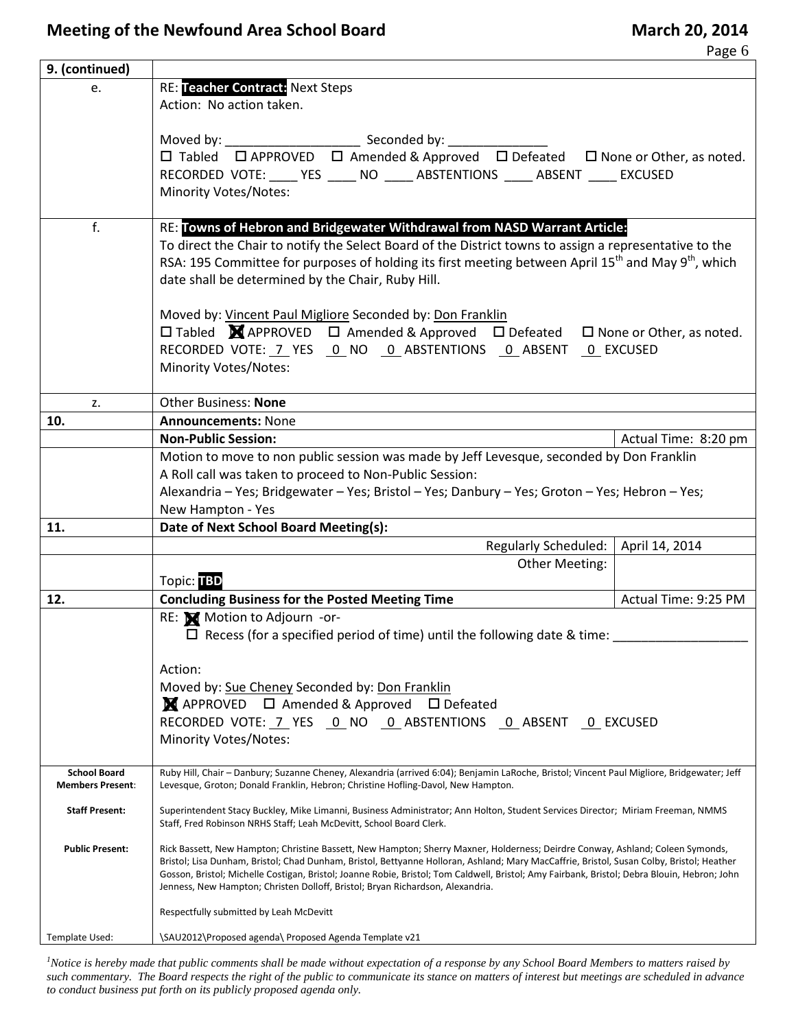| 9. (continued) | | |
|---|---|---|
| e. | RE: **Teacher Contract:** Next Steps<br>Action: No action taken.<br><br>Moved by: ___________________ Seconded by: ______________<br>☐ Tabled ☐ APPROVED ☐ Amended & Approved ☐ Defeated ☐ None or Other, as noted.<br>RECORDED VOTE: ____ YES ____ NO ____ ABSTENTIONS ____ ABSENT ____ EXCUSED<br>Minority Votes/Notes: | |
| f. | RE: **Towns of Hebron and Bridgewater Withdrawal from NASD Warrant Article:**<br>To direct the Chair to notify the Select Board of the District towns to assign a representative to the RSA: 195 Committee for purposes of holding its first meeting between April 15th and May 9th, which date shall be determined by the Chair, Ruby Hill.<br><br>Moved by: Vincent Paul Migliore Seconded by: Don Franklin<br>☐ Tabled ☒ APPROVED ☐ Amended & Approved ☐ Defeated ☐ None or Other, as noted.<br>RECORDED VOTE: 7 YES 0 NO 0 ABSTENTIONS 0 ABSENT 0 EXCUSED<br>Minority Votes/Notes: | |
| z. | Other Business: **None** | |
| **10.** | **Announcements:** None | |
| | **Non-Public Session:** | Actual Time: 8:20 pm |
| | Motion to move to non public session was made by Jeff Levesque, seconded by Don Franklin<br>A Roll call was taken to proceed to Non-Public Session:<br>Alexandria – Yes; Bridgewater – Yes; Bristol – Yes; Danbury – Yes; Groton – Yes; Hebron – Yes; New Hampton - Yes | |
| **11.** | **Date of Next School Board Meeting(s):** | |
| | Regularly Scheduled: | April 14, 2014 |
| | Other Meeting:<br>Topic: **TBD** | |
| **12.** | **Concluding Business for the Posted Meeting Time** | Actual Time: 9:25 PM |
| | RE: ☒ Motion to Adjourn -or-<br>☐ Recess (for a specified period of time) until the following date & time: __________________<br><br>Action:<br>Moved by: Sue Cheney Seconded by: Don Franklin<br>☒ APPROVED ☐ Amended & Approved ☐ Defeated<br>RECORDED VOTE: 7 YES 0 NO 0 ABSTENTIONS 0 ABSENT 0 EXCUSED<br>Minority Votes/Notes: | |
| **School Board Members Present**: | Ruby Hill, Chair – Danbury; Suzanne Cheney, Alexandria (arrived 6:04); Benjamin LaRoche, Bristol; Vincent Paul Migliore, Bridgewater; Jeff Levesque, Groton; Donald Franklin, Hebron; Christine Hofling-Davol, New Hampton. | |
| **Staff Present:** | Superintendent Stacy Buckley, Mike Limanni, Business Administrator; Ann Holton, Student Services Director; Miriam Freeman, NMMS Staff, Fred Robinson NRHS Staff; Leah McDevitt, School Board Clerk. | |
| **Public Present:** | Rick Bassett, New Hampton; Christine Bassett, New Hampton; Sherry Maxner, Holderness; Deirdre Conway, Ashland; Coleen Symonds, Bristol; Lisa Dunham, Bristol; Chad Dunham, Bristol; Bettyanne Holloran, Ashland; Mary MacCaffrie, Bristol, Susan Colby, Bristol; Heather Gosson, Bristol; Michelle Costigan, Bristol; Joanne Robie, Bristol; Tom Caldwell, Bristol; Amy Fairbank, Bristol; Debra Blouin, Hebron; John Jenness, New Hampton; Christen Dolloff, Bristol; Bryan Richardson, Alexandria.<br><br>Respectfully submitted by Leah McDevitt | |
| Template Used: | \SAU2012\Proposed agenda\ Proposed Agenda Template v21 | |

[1]*Notice is hereby made that public comments shall be made without expectation of a response by any School Board Members to matters raised by such commentary. The Board respects the right of the public to communicate its stance on matters of interest but meetings are scheduled in advance to conduct business put forth on its publicly proposed agenda only.*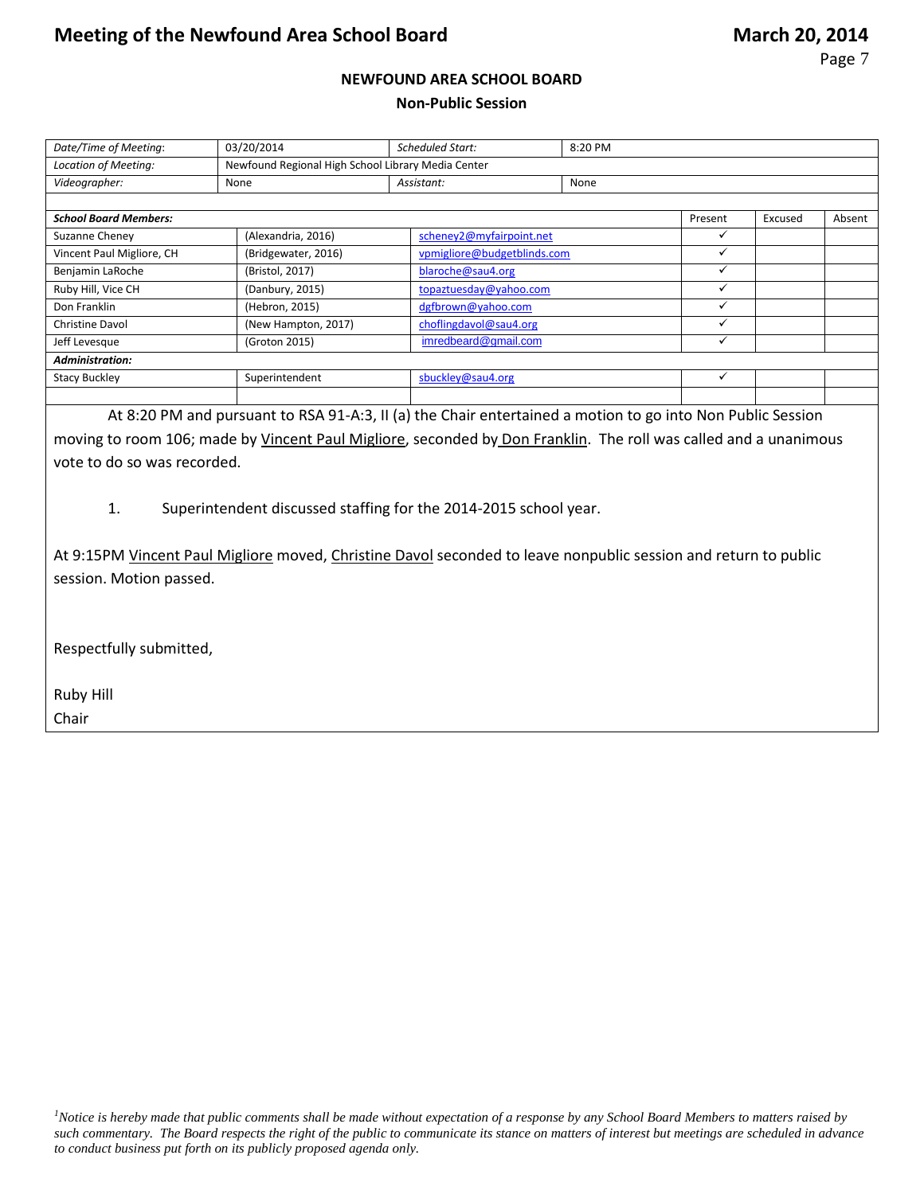## NEWFOUND AREA SCHOOL BOARD

### Non-Public Session

| | | | | | | |
|---|---|---|---|---|---|---|
| *Date/Time of Meeting:* | 03/20/2014 | *Scheduled Start:* | 8:20 PM | | | |
| *Location of Meeting:* | Newfound Regional High School Library Media Center | | | | | |
| *Videographer:* | None | *Assistant:* | None | | | |
| | | | | | | |
| ***School Board Members:*** | | | | Present | Excused | Absent |
| Suzanne Cheney | (Alexandria, 2016) | scheney2@myfairpoint.net | | ✓ | | |
| Vincent Paul Migliore, CH | (Bridgewater, 2016) | vpmigliore@budgetblinds.com | | ✓ | | |
| Benjamin LaRoche | (Bristol, 2017) | blaroche@sau4.org | | ✓ | | |
| Ruby Hill, Vice CH | (Danbury, 2015) | topaztuesday@yahoo.com | | ✓ | | |
| Don Franklin | (Hebron, 2015) | dgfbrown@yahoo.com | | ✓ | | |
| Christine Davol | (New Hampton, 2017) | choflingdavol@sau4.org | | ✓ | | |
| Jeff Levesque | (Groton 2015) | imredbeard@gmail.com | | ✓ | | |
| ***Administration:*** | | | | | | |
| Stacy Buckley | Superintendent | sbuckley@sau4.org | | ✓ | | |

At 8:20 PM and pursuant to RSA 91-A:3, II (a) the Chair entertained a motion to go into Non Public Session moving to room 106; made by Vincent Paul Migliore, seconded by Don Franklin. The roll was called and a unanimous vote to do so was recorded.

1. Superintendent discussed staffing for the 2014-2015 school year.

At 9:15PM Vincent Paul Migliore moved, Christine Davol seconded to leave nonpublic session and return to public session. Motion passed.

Respectfully submitted,

Ruby Hill
Chair

*[1]Notice is hereby made that public comments shall be made without expectation of a response by any School Board Members to matters raised by such commentary. The Board respects the right of the public to communicate its stance on matters of interest but meetings are scheduled in advance to conduct business put forth on its publicly proposed agenda only.*